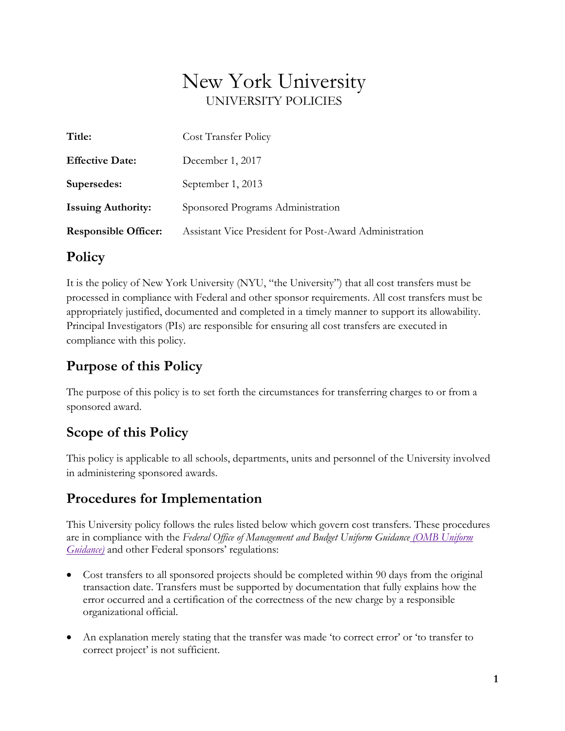# New York University

UNIVERSITY POLICIES

| | |
|---|---|
| **Title:** | Cost Transfer Policy |
| **Effective Date:** | December 1, 2017 |
| **Supersedes:** | September 1, 2013 |
| **Issuing Authority:** | Sponsored Programs Administration |
| **Responsible Officer:** | Assistant Vice President for Post-Award Administration |

## Policy

It is the policy of New York University (NYU, "the University") that all cost transfers must be processed in compliance with Federal and other sponsor requirements. All cost transfers must be appropriately justified, documented and completed in a timely manner to support its allowability. Principal Investigators (PIs) are responsible for ensuring all cost transfers are executed in compliance with this policy.

## Purpose of this Policy

The purpose of this policy is to set forth the circumstances for transferring charges to or from a sponsored award.

## Scope of this Policy

This policy is applicable to all schools, departments, units and personnel of the University involved in administering sponsored awards.

## Procedures for Implementation

This University policy follows the rules listed below which govern cost transfers. These procedures are in compliance with the *Federal Office of Management and Budget Uniform Guidance* (OMB Uniform Guidance) and other Federal sponsors' regulations:

- Cost transfers to all sponsored projects should be completed within 90 days from the original transaction date. Transfers must be supported by documentation that fully explains how the error occurred and a certification of the correctness of the new charge by a responsible organizational official.
- An explanation merely stating that the transfer was made 'to correct error' or 'to transfer to correct project' is not sufficient.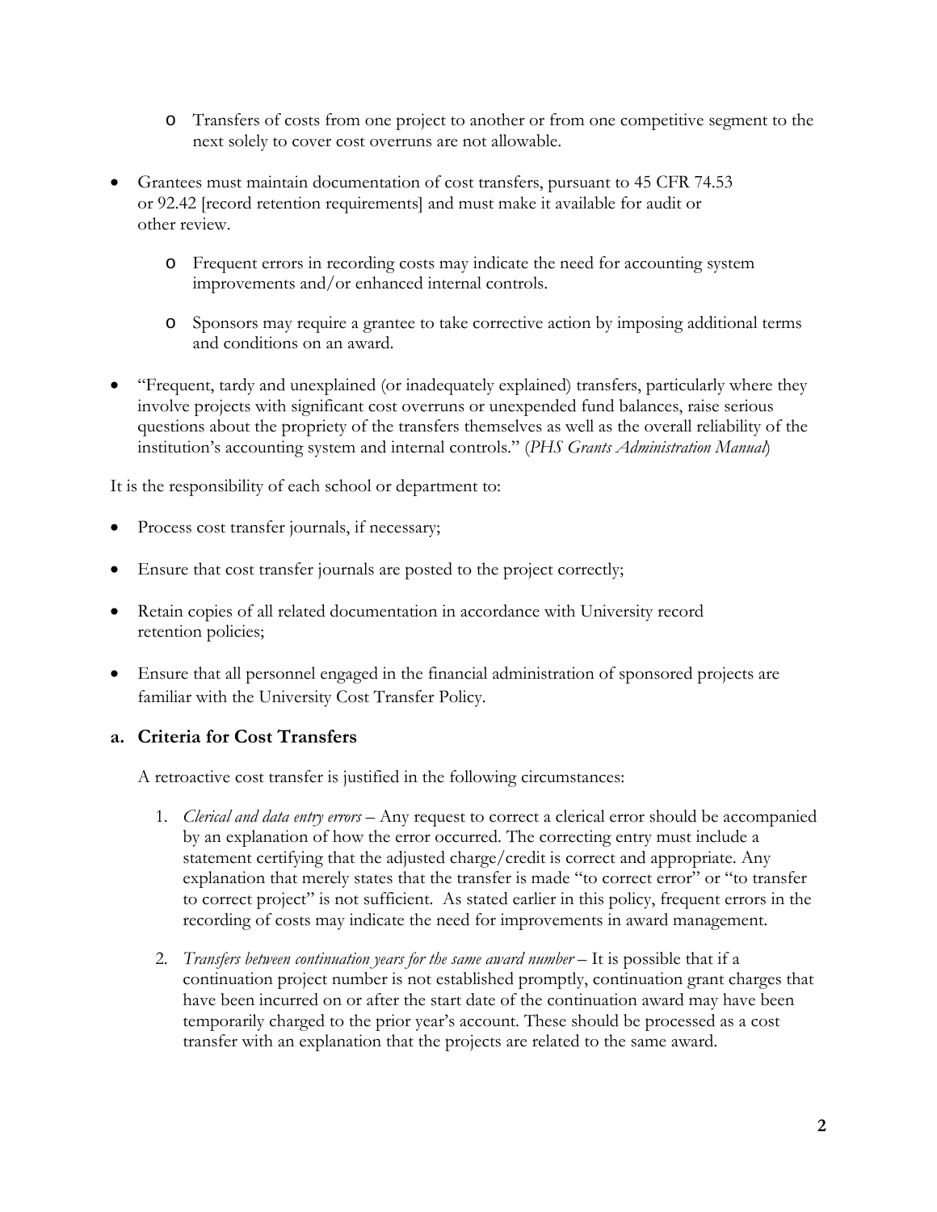- Transfers of costs from one project to another or from one competitive segment to the next solely to cover cost overruns are not allowable.

- Grantees must maintain documentation of cost transfers, pursuant to 45 CFR 74.53 or 92.42 [record retention requirements] and must make it available for audit or other review.

  - Frequent errors in recording costs may indicate the need for accounting system improvements and/or enhanced internal controls.

  - Sponsors may require a grantee to take corrective action by imposing additional terms and conditions on an award.

- "Frequent, tardy and unexplained (or inadequately explained) transfers, particularly where they involve projects with significant cost overruns or unexpended fund balances, raise serious questions about the propriety of the transfers themselves as well as the overall reliability of the institution's accounting system and internal controls." (*PHS Grants Administration Manual*)

It is the responsibility of each school or department to:

- Process cost transfer journals, if necessary;

- Ensure that cost transfer journals are posted to the project correctly;

- Retain copies of all related documentation in accordance with University record retention policies;

- Ensure that all personnel engaged in the financial administration of sponsored projects are familiar with the University Cost Transfer Policy.

### a. Criteria for Cost Transfers

A retroactive cost transfer is justified in the following circumstances:

1. *Clerical and data entry errors* – Any request to correct a clerical error should be accompanied by an explanation of how the error occurred. The correcting entry must include a statement certifying that the adjusted charge/credit is correct and appropriate. Any explanation that merely states that the transfer is made "to correct error" or "to transfer to correct project" is not sufficient. As stated earlier in this policy, frequent errors in the recording of costs may indicate the need for improvements in award management.

2. *Transfers between continuation years for the same award number* – It is possible that if a continuation project number is not established promptly, continuation grant charges that have been incurred on or after the start date of the continuation award may have been temporarily charged to the prior year's account. These should be processed as a cost transfer with an explanation that the projects are related to the same award.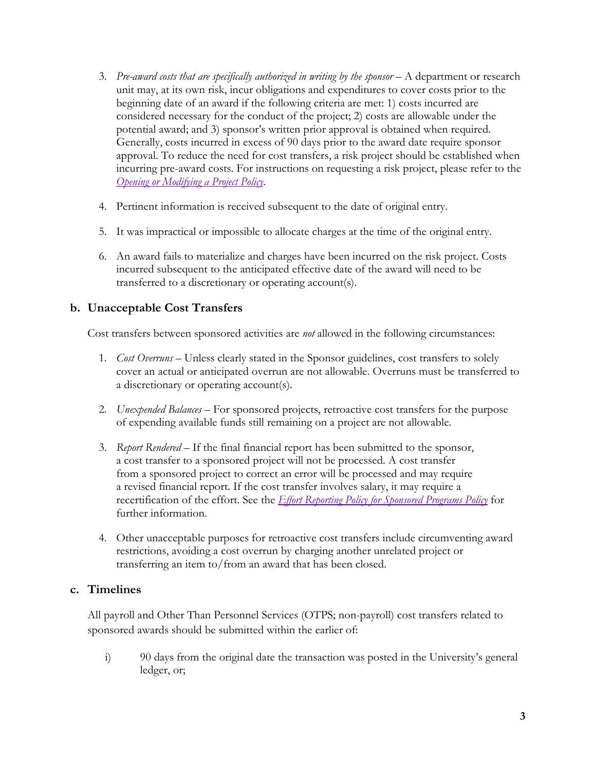3. *Pre-award costs that are specifically authorized in writing by the sponsor* – A department or research unit may, at its own risk, incur obligations and expenditures to cover costs prior to the beginning date of an award if the following criteria are met: 1) costs incurred are considered necessary for the conduct of the project; 2) costs are allowable under the potential award; and 3) sponsor's written prior approval is obtained when required. Generally, costs incurred in excess of 90 days prior to the award date require sponsor approval. To reduce the need for cost transfers, a risk project should be established when incurring pre-award costs. For instructions on requesting a risk project, please refer to the *Opening or Modifying a Project Policy*.

4. Pertinent information is received subsequent to the date of original entry.

5. It was impractical or impossible to allocate charges at the time of the original entry.

6. An award fails to materialize and charges have been incurred on the risk project. Costs incurred subsequent to the anticipated effective date of the award will need to be transferred to a discretionary or operating account(s).

## b. Unacceptable Cost Transfers

Cost transfers between sponsored activities are *not* allowed in the following circumstances:

1. *Cost Overruns* – Unless clearly stated in the Sponsor guidelines, cost transfers to solely cover an actual or anticipated overrun are not allowable. Overruns must be transferred to a discretionary or operating account(s).

2. *Unexpended Balances* – For sponsored projects, retroactive cost transfers for the purpose of expending available funds still remaining on a project are not allowable.

3. *Report Rendered* – If the final financial report has been submitted to the sponsor, a cost transfer to a sponsored project will not be processed. A cost transfer from a sponsored project to correct an error will be processed and may require a revised financial report. If the cost transfer involves salary, it may require a recertification of the effort. See the *Effort Reporting Policy for Sponsored Programs Policy* for further information.

4. Other unacceptable purposes for retroactive cost transfers include circumventing award restrictions, avoiding a cost overrun by charging another unrelated project or transferring an item to/from an award that has been closed.

## c. Timelines

All payroll and Other Than Personnel Services (OTPS; non-payroll) cost transfers related to sponsored awards should be submitted within the earlier of:

i) 90 days from the original date the transaction was posted in the University's general ledger, or;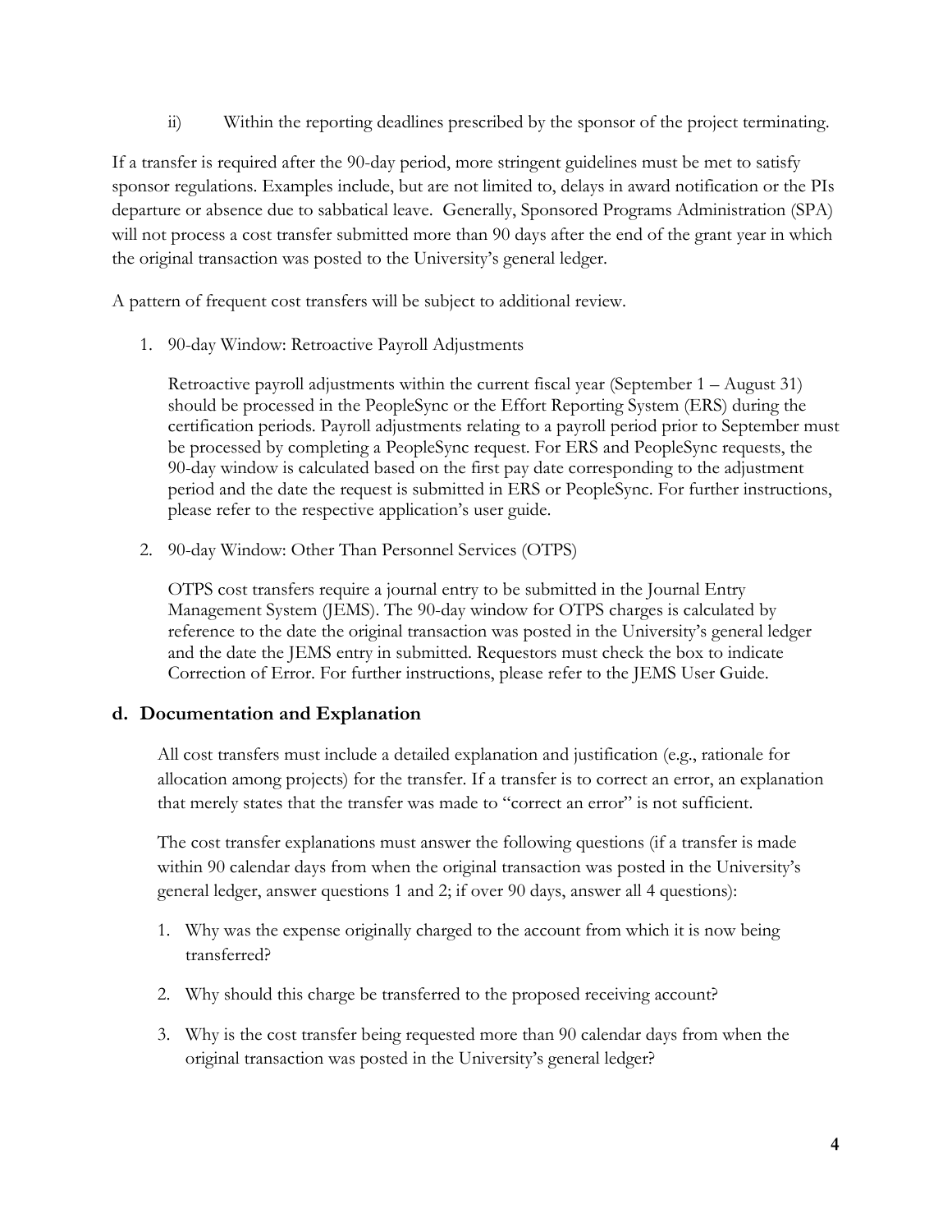ii) Within the reporting deadlines prescribed by the sponsor of the project terminating.

If a transfer is required after the 90-day period, more stringent guidelines must be met to satisfy sponsor regulations. Examples include, but are not limited to, delays in award notification or the PIs departure or absence due to sabbatical leave. Generally, Sponsored Programs Administration (SPA) will not process a cost transfer submitted more than 90 days after the end of the grant year in which the original transaction was posted to the University's general ledger.

A pattern of frequent cost transfers will be subject to additional review.

1. 90-day Window: Retroactive Payroll Adjustments

   Retroactive payroll adjustments within the current fiscal year (September 1 – August 31) should be processed in the PeopleSync or the Effort Reporting System (ERS) during the certification periods. Payroll adjustments relating to a payroll period prior to September must be processed by completing a PeopleSync request. For ERS and PeopleSync requests, the 90-day window is calculated based on the first pay date corresponding to the adjustment period and the date the request is submitted in ERS or PeopleSync. For further instructions, please refer to the respective application's user guide.

2. 90-day Window: Other Than Personnel Services (OTPS)

   OTPS cost transfers require a journal entry to be submitted in the Journal Entry Management System (JEMS). The 90-day window for OTPS charges is calculated by reference to the date the original transaction was posted in the University's general ledger and the date the JEMS entry in submitted. Requestors must check the box to indicate Correction of Error. For further instructions, please refer to the JEMS User Guide.

### d. Documentation and Explanation

All cost transfers must include a detailed explanation and justification (e.g., rationale for allocation among projects) for the transfer. If a transfer is to correct an error, an explanation that merely states that the transfer was made to "correct an error" is not sufficient.

The cost transfer explanations must answer the following questions (if a transfer is made within 90 calendar days from when the original transaction was posted in the University's general ledger, answer questions 1 and 2; if over 90 days, answer all 4 questions):

1. Why was the expense originally charged to the account from which it is now being transferred?
2. Why should this charge be transferred to the proposed receiving account?
3. Why is the cost transfer being requested more than 90 calendar days from when the original transaction was posted in the University's general ledger?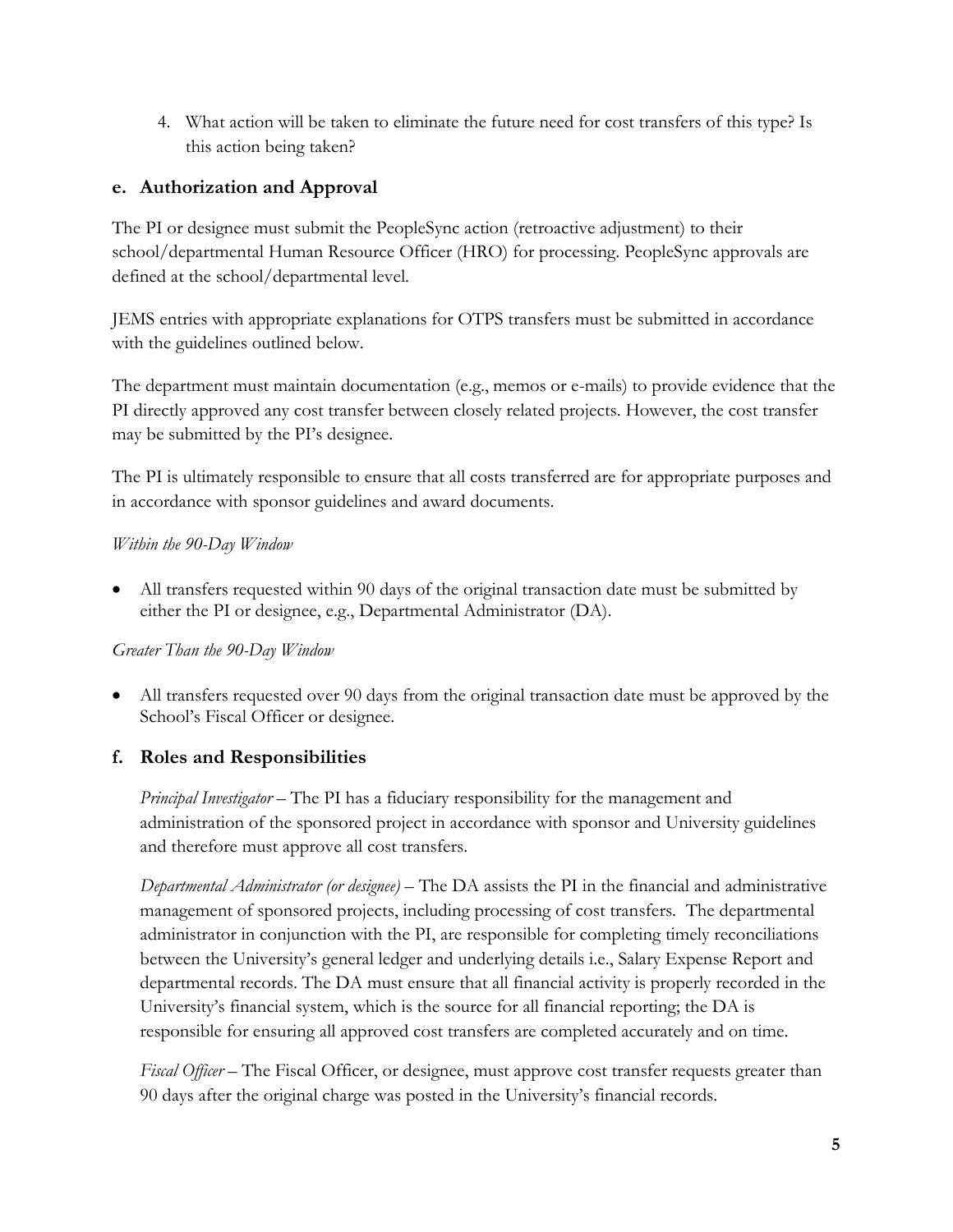4. What action will be taken to eliminate the future need for cost transfers of this type? Is this action being taken?

### e. Authorization and Approval

The PI or designee must submit the PeopleSync action (retroactive adjustment) to their school/departmental Human Resource Officer (HRO) for processing. PeopleSync approvals are defined at the school/departmental level.

JEMS entries with appropriate explanations for OTPS transfers must be submitted in accordance with the guidelines outlined below.

The department must maintain documentation (e.g., memos or e-mails) to provide evidence that the PI directly approved any cost transfer between closely related projects. However, the cost transfer may be submitted by the PI's designee.

The PI is ultimately responsible to ensure that all costs transferred are for appropriate purposes and in accordance with sponsor guidelines and award documents.

*Within the 90-Day Window*

- All transfers requested within 90 days of the original transaction date must be submitted by either the PI or designee, e.g., Departmental Administrator (DA).

*Greater Than the 90-Day Window*

- All transfers requested over 90 days from the original transaction date must be approved by the School's Fiscal Officer or designee.

### f. Roles and Responsibilities

*Principal Investigator* – The PI has a fiduciary responsibility for the management and administration of the sponsored project in accordance with sponsor and University guidelines and therefore must approve all cost transfers.

*Departmental Administrator (or designee)* – The DA assists the PI in the financial and administrative management of sponsored projects, including processing of cost transfers. The departmental administrator in conjunction with the PI, are responsible for completing timely reconciliations between the University's general ledger and underlying details i.e., Salary Expense Report and departmental records. The DA must ensure that all financial activity is properly recorded in the University's financial system, which is the source for all financial reporting; the DA is responsible for ensuring all approved cost transfers are completed accurately and on time.

*Fiscal Officer* – The Fiscal Officer, or designee, must approve cost transfer requests greater than 90 days after the original charge was posted in the University's financial records.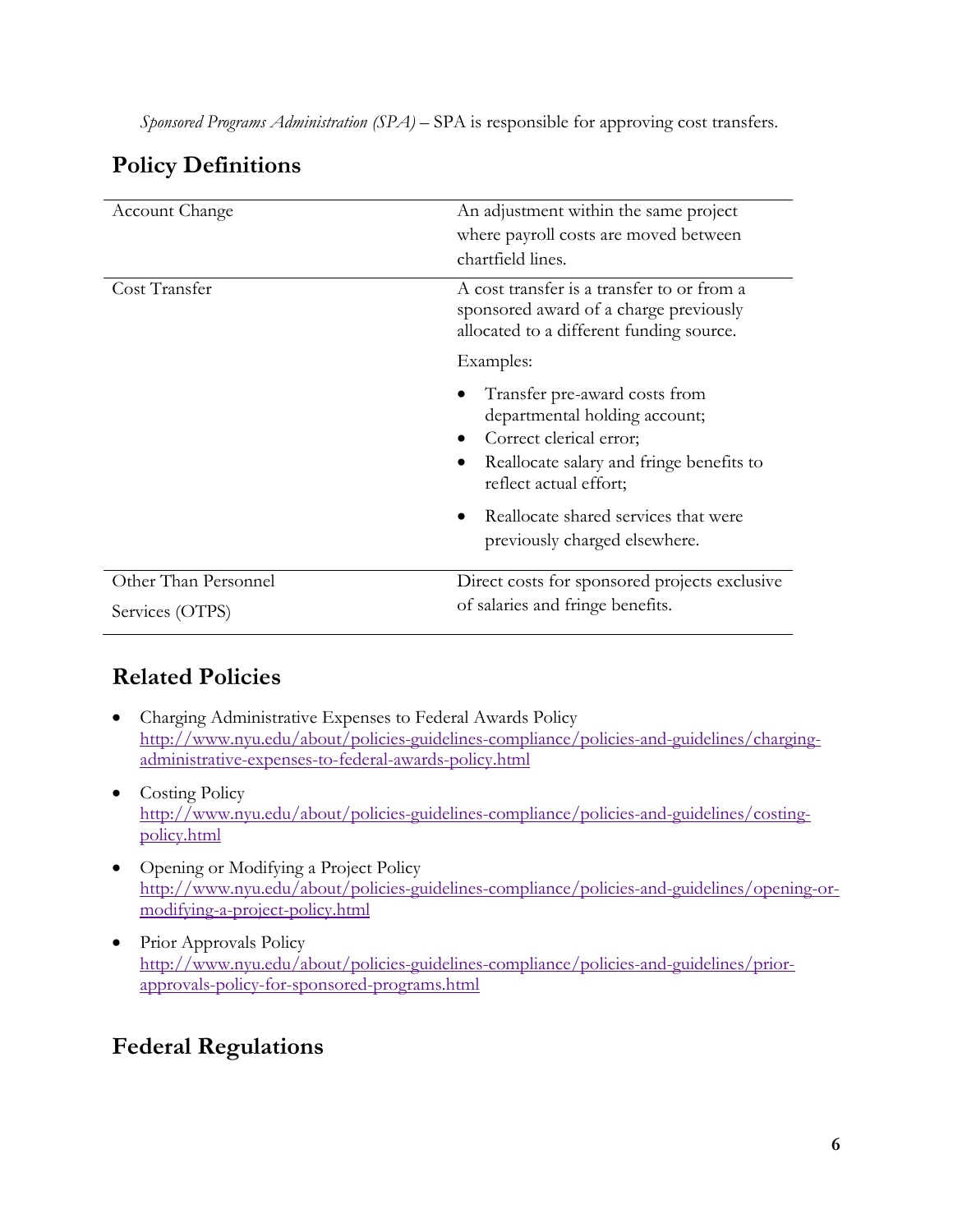*Sponsored Programs Administration (SPA)* – SPA is responsible for approving cost transfers.

## Policy Definitions

| | |
|---|---|
| Account Change | An adjustment within the same project where payroll costs are moved between chartfield lines. |
| Cost Transfer | A cost transfer is a transfer to or from a sponsored award of a charge previously allocated to a different funding source.<br><br>Examples:<br><br>• Transfer pre-award costs from departmental holding account;<br>• Correct clerical error;<br>• Reallocate salary and fringe benefits to reflect actual effort;<br>• Reallocate shared services that were previously charged elsewhere. |
| Other Than Personnel Services (OTPS) | Direct costs for sponsored projects exclusive of salaries and fringe benefits. |

## Related Policies

- Charging Administrative Expenses to Federal Awards Policy
  http://www.nyu.edu/about/policies-guidelines-compliance/policies-and-guidelines/charging-administrative-expenses-to-federal-awards-policy.html
- Costing Policy
  http://www.nyu.edu/about/policies-guidelines-compliance/policies-and-guidelines/costing-policy.html
- Opening or Modifying a Project Policy
  http://www.nyu.edu/about/policies-guidelines-compliance/policies-and-guidelines/opening-or-modifying-a-project-policy.html
- Prior Approvals Policy
  http://www.nyu.edu/about/policies-guidelines-compliance/policies-and-guidelines/prior-approvals-policy-for-sponsored-programs.html

## Federal Regulations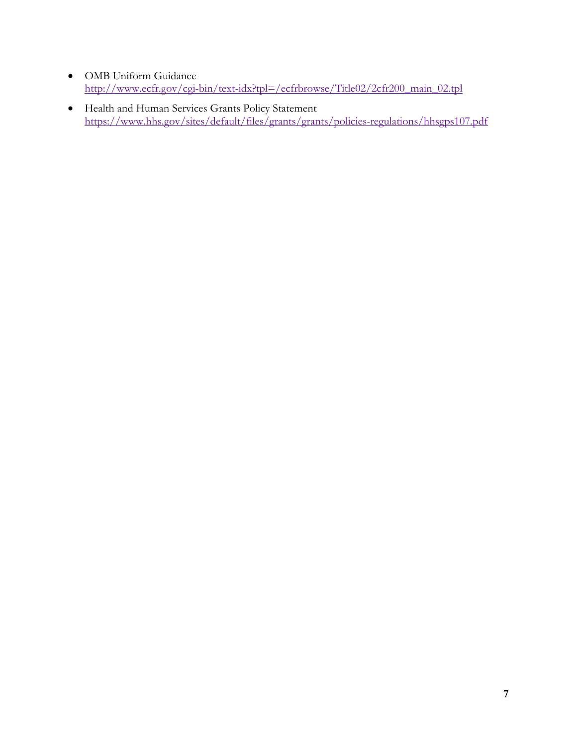- OMB Uniform Guidance
  http://www.ecfr.gov/cgi-bin/text-idx?tpl=/ecfrbrowse/Title02/2cfr200_main_02.tpl
- Health and Human Services Grants Policy Statement
  https://www.hhs.gov/sites/default/files/grants/grants/policies-regulations/hhsgps107.pdf